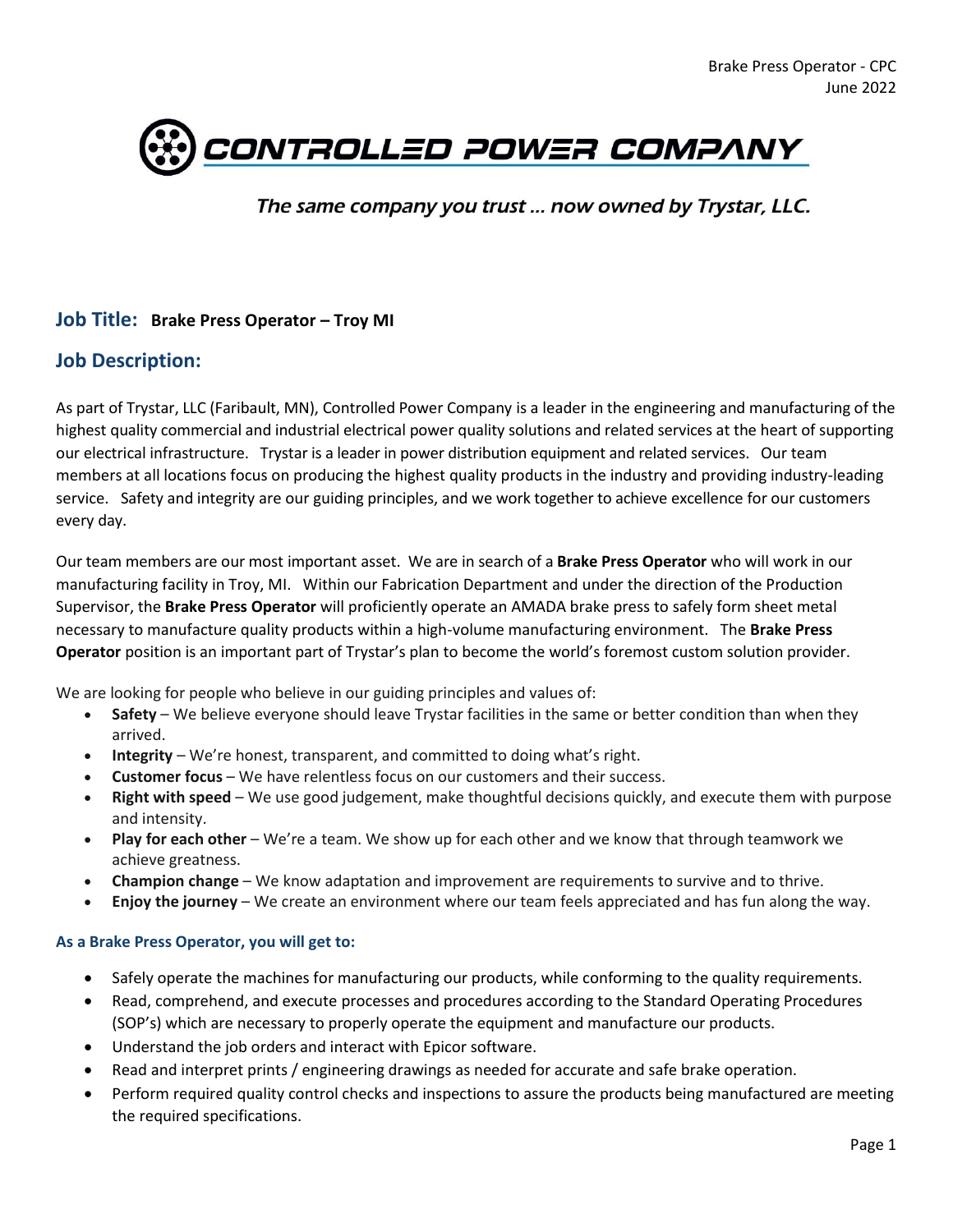Brake Press Operator - CPC
June 2022

# CONTROLLED POWER COMPANY

*The same company you trust … now owned by Trystar, LLC.*

## Job Title: **Brake Press Operator – Troy MI**

## Job Description:

As part of Trystar, LLC (Faribault, MN), Controlled Power Company is a leader in the engineering and manufacturing of the highest quality commercial and industrial electrical power quality solutions and related services at the heart of supporting our electrical infrastructure. Trystar is a leader in power distribution equipment and related services. Our team members at all locations focus on producing the highest quality products in the industry and providing industry-leading service. Safety and integrity are our guiding principles, and we work together to achieve excellence for our customers every day.

Our team members are our most important asset. We are in search of a **Brake Press Operator** who will work in our manufacturing facility in Troy, MI. Within our Fabrication Department and under the direction of the Production Supervisor, the **Brake Press Operator** will proficiently operate an AMADA brake press to safely form sheet metal necessary to manufacture quality products within a high-volume manufacturing environment. The **Brake Press Operator** position is an important part of Trystar's plan to become the world's foremost custom solution provider.

We are looking for people who believe in our guiding principles and values of:

- **Safety** – We believe everyone should leave Trystar facilities in the same or better condition than when they arrived.
- **Integrity** – We're honest, transparent, and committed to doing what's right.
- **Customer focus** – We have relentless focus on our customers and their success.
- **Right with speed** – We use good judgement, make thoughtful decisions quickly, and execute them with purpose and intensity.
- **Play for each other** – We're a team. We show up for each other and we know that through teamwork we achieve greatness.
- **Champion change** – We know adaptation and improvement are requirements to survive and to thrive.
- **Enjoy the journey** – We create an environment where our team feels appreciated and has fun along the way.

#### As a Brake Press Operator, you will get to:

- Safely operate the machines for manufacturing our products, while conforming to the quality requirements.
- Read, comprehend, and execute processes and procedures according to the Standard Operating Procedures (SOP's) which are necessary to properly operate the equipment and manufacture our products.
- Understand the job orders and interact with Epicor software.
- Read and interpret prints / engineering drawings as needed for accurate and safe brake operation.
- Perform required quality control checks and inspections to assure the products being manufactured are meeting the required specifications.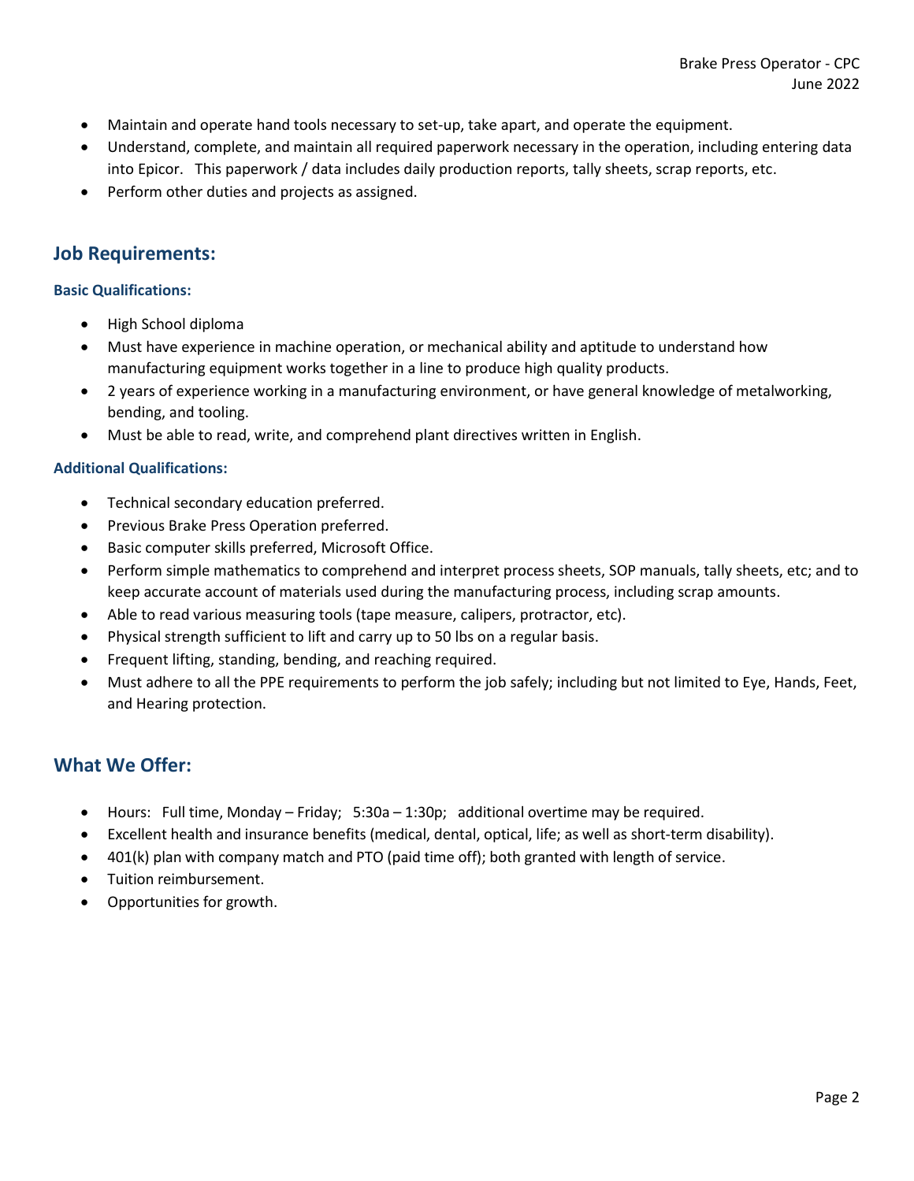- Maintain and operate hand tools necessary to set-up, take apart, and operate the equipment.
- Understand, complete, and maintain all required paperwork necessary in the operation, including entering data into Epicor. This paperwork / data includes daily production reports, tally sheets, scrap reports, etc.
- Perform other duties and projects as assigned.

## Job Requirements:

### Basic Qualifications:

- High School diploma
- Must have experience in machine operation, or mechanical ability and aptitude to understand how manufacturing equipment works together in a line to produce high quality products.
- 2 years of experience working in a manufacturing environment, or have general knowledge of metalworking, bending, and tooling.
- Must be able to read, write, and comprehend plant directives written in English.

### Additional Qualifications:

- Technical secondary education preferred.
- Previous Brake Press Operation preferred.
- Basic computer skills preferred, Microsoft Office.
- Perform simple mathematics to comprehend and interpret process sheets, SOP manuals, tally sheets, etc; and to keep accurate account of materials used during the manufacturing process, including scrap amounts.
- Able to read various measuring tools (tape measure, calipers, protractor, etc).
- Physical strength sufficient to lift and carry up to 50 lbs on a regular basis.
- Frequent lifting, standing, bending, and reaching required.
- Must adhere to all the PPE requirements to perform the job safely; including but not limited to Eye, Hands, Feet, and Hearing protection.

## What We Offer:

- Hours: Full time, Monday – Friday; 5:30a – 1:30p; additional overtime may be required.
- Excellent health and insurance benefits (medical, dental, optical, life; as well as short-term disability).
- 401(k) plan with company match and PTO (paid time off); both granted with length of service.
- Tuition reimbursement.
- Opportunities for growth.